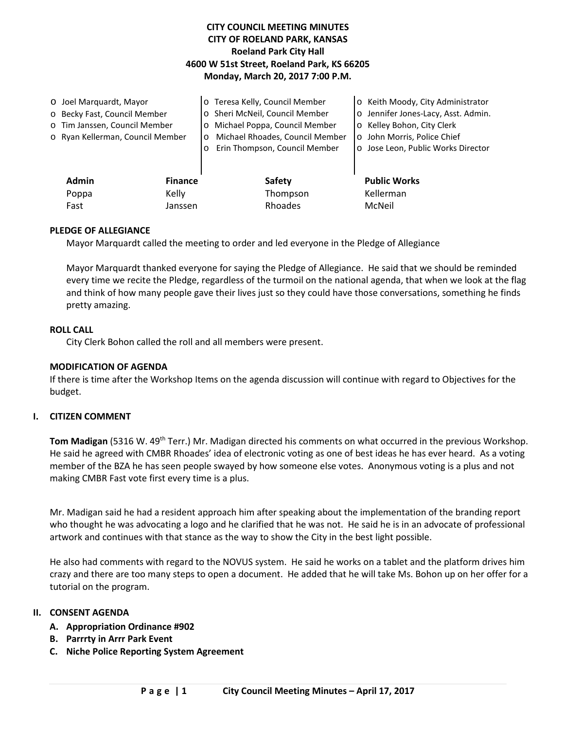**CITY COUNCIL MEETING MINUTES**
**CITY OF ROELAND PARK, KANSAS**
**Roeland Park City Hall**
**4600 W 51st Street, Roeland Park, KS 66205**
**Monday, March 20, 2017 7:00 P.M.**

- Joel Marquardt, Mayor
- Becky Fast, Council Member
- Tim Janssen, Council Member
- Ryan Kellerman, Council Member
- Teresa Kelly, Council Member
- Sheri McNeil, Council Member
- Michael Poppa, Council Member
- Michael Rhoades, Council Member
- Erin Thompson, Council Member
- Keith Moody, City Administrator
- Jennifer Jones-Lacy, Asst. Admin.
- Kelley Bohon, City Clerk
- John Morris, Police Chief
- Jose Leon, Public Works Director

| Admin | Finance | Safety | Public Works |
|---|---|---|---|
| Poppa | Kelly | Thompson | Kellerman |
| Fast | Janssen | Rhoades | McNeil |

**PLEDGE OF ALLEGIANCE**

Mayor Marquardt called the meeting to order and led everyone in the Pledge of Allegiance

Mayor Marquardt thanked everyone for saying the Pledge of Allegiance. He said that we should be reminded every time we recite the Pledge, regardless of the turmoil on the national agenda, that when we look at the flag and think of how many people gave their lives just so they could have those conversations, something he finds pretty amazing.

**ROLL CALL**

City Clerk Bohon called the roll and all members were present.

**MODIFICATION OF AGENDA**

If there is time after the Workshop Items on the agenda discussion will continue with regard to Objectives for the budget.

## I. CITIZEN COMMENT

**Tom Madigan** (5316 W. 49th Terr.) Mr. Madigan directed his comments on what occurred in the previous Workshop. He said he agreed with CMBR Rhoades' idea of electronic voting as one of best ideas he has ever heard. As a voting member of the BZA he has seen people swayed by how someone else votes. Anonymous voting is a plus and not making CMBR Fast vote first every time is a plus.

Mr. Madigan said he had a resident approach him after speaking about the implementation of the branding report who thought he was advocating a logo and he clarified that he was not. He said he is in an advocate of professional artwork and continues with that stance as the way to show the City in the best light possible.

He also had comments with regard to the NOVUS system. He said he works on a tablet and the platform drives him crazy and there are too many steps to open a document. He added that he will take Ms. Bohon up on her offer for a tutorial on the program.

## II. CONSENT AGENDA

- **A. Appropriation Ordinance #902**
- **B. Parrrty in Arrr Park Event**
- **C. Niche Police Reporting System Agreement**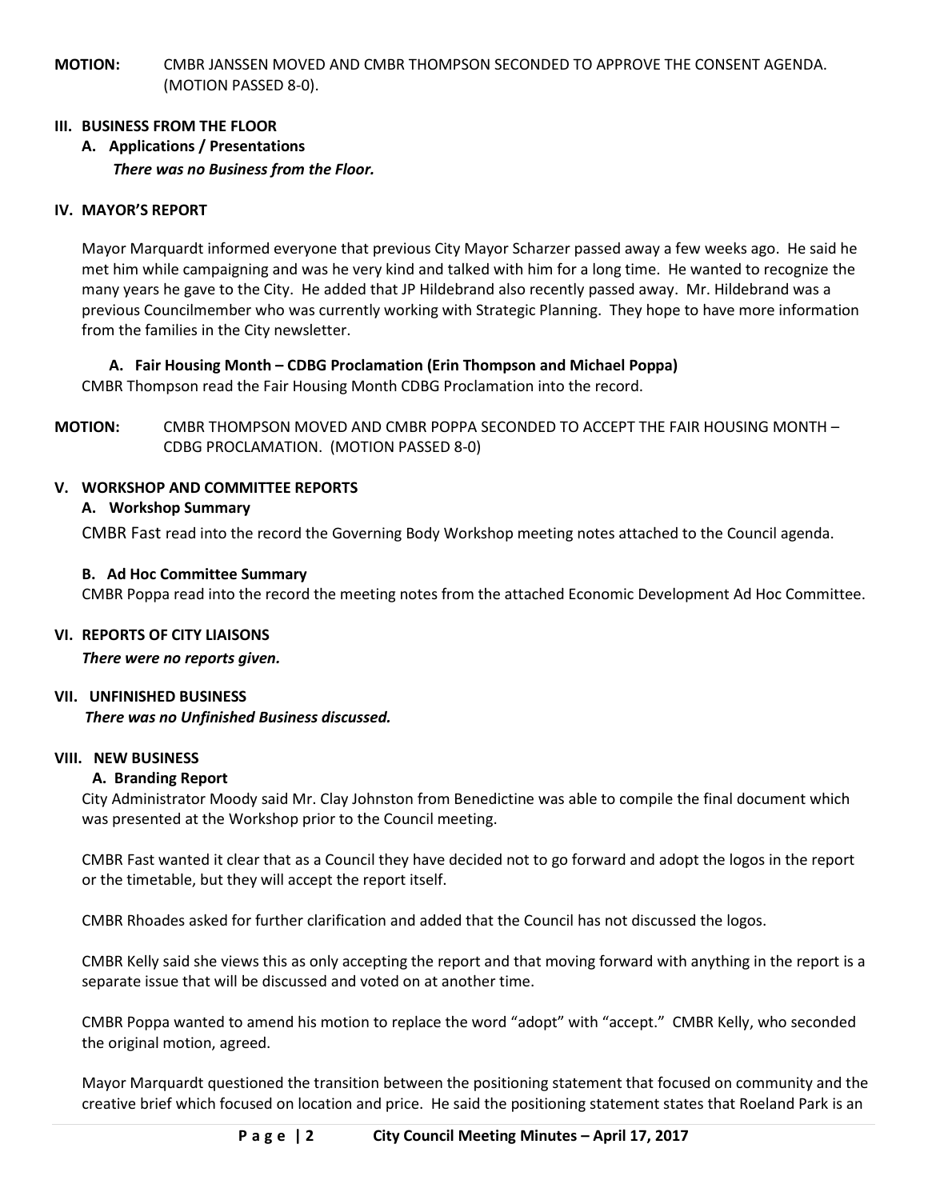**MOTION:** CMBR JANSSEN MOVED AND CMBR THOMPSON SECONDED TO APPROVE THE CONSENT AGENDA. (MOTION PASSED 8-0).

## III. BUSINESS FROM THE FLOOR

### A. Applications / Presentations

***There was no Business from the Floor.***

## IV. MAYOR'S REPORT

Mayor Marquardt informed everyone that previous City Mayor Scharzer passed away a few weeks ago. He said he met him while campaigning and was he very kind and talked with him for a long time. He wanted to recognize the many years he gave to the City. He added that JP Hildebrand also recently passed away. Mr. Hildebrand was a previous Councilmember who was currently working with Strategic Planning. They hope to have more information from the families in the City newsletter.

### A. Fair Housing Month – CDBG Proclamation (Erin Thompson and Michael Poppa)

CMBR Thompson read the Fair Housing Month CDBG Proclamation into the record.

**MOTION:** CMBR THOMPSON MOVED AND CMBR POPPA SECONDED TO ACCEPT THE FAIR HOUSING MONTH – CDBG PROCLAMATION. (MOTION PASSED 8-0)

## V. WORKSHOP AND COMMITTEE REPORTS

### A. Workshop Summary

CMBR Fast read into the record the Governing Body Workshop meeting notes attached to the Council agenda.

### B. Ad Hoc Committee Summary

CMBR Poppa read into the record the meeting notes from the attached Economic Development Ad Hoc Committee.

## VI. REPORTS OF CITY LIAISONS

***There were no reports given.***

## VII. UNFINISHED BUSINESS

***There was no Unfinished Business discussed.***

## VIII. NEW BUSINESS

### A. Branding Report

City Administrator Moody said Mr. Clay Johnston from Benedictine was able to compile the final document which was presented at the Workshop prior to the Council meeting.

CMBR Fast wanted it clear that as a Council they have decided not to go forward and adopt the logos in the report or the timetable, but they will accept the report itself.

CMBR Rhoades asked for further clarification and added that the Council has not discussed the logos.

CMBR Kelly said she views this as only accepting the report and that moving forward with anything in the report is a separate issue that will be discussed and voted on at another time.

CMBR Poppa wanted to amend his motion to replace the word "adopt" with "accept." CMBR Kelly, who seconded the original motion, agreed.

Mayor Marquardt questioned the transition between the positioning statement that focused on community and the creative brief which focused on location and price. He said the positioning statement states that Roeland Park is an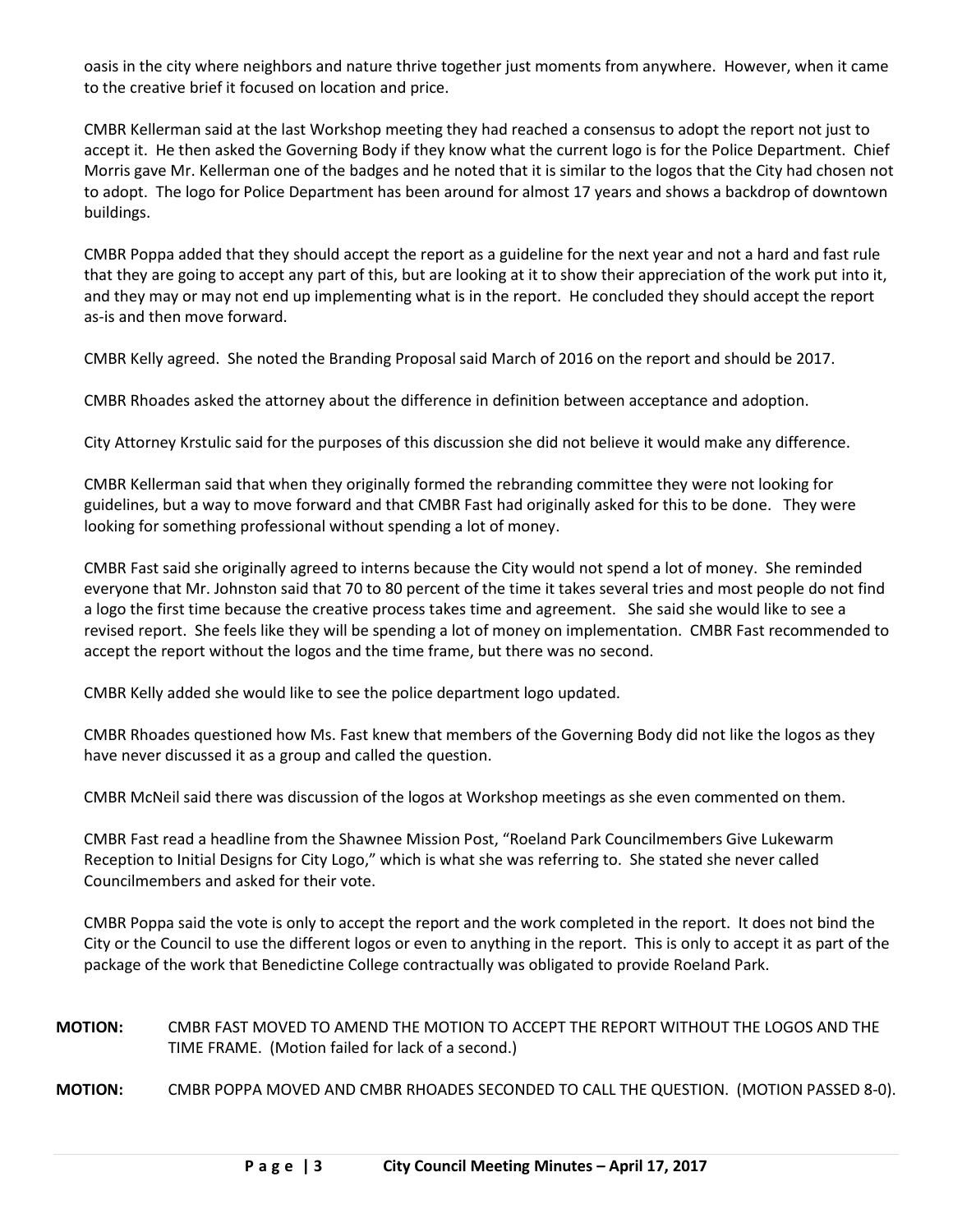oasis in the city where neighbors and nature thrive together just moments from anywhere. However, when it came to the creative brief it focused on location and price.

CMBR Kellerman said at the last Workshop meeting they had reached a consensus to adopt the report not just to accept it. He then asked the Governing Body if they know what the current logo is for the Police Department. Chief Morris gave Mr. Kellerman one of the badges and he noted that it is similar to the logos that the City had chosen not to adopt. The logo for Police Department has been around for almost 17 years and shows a backdrop of downtown buildings.

CMBR Poppa added that they should accept the report as a guideline for the next year and not a hard and fast rule that they are going to accept any part of this, but are looking at it to show their appreciation of the work put into it, and they may or may not end up implementing what is in the report. He concluded they should accept the report as-is and then move forward.

CMBR Kelly agreed. She noted the Branding Proposal said March of 2016 on the report and should be 2017.

CMBR Rhoades asked the attorney about the difference in definition between acceptance and adoption.

City Attorney Krstulic said for the purposes of this discussion she did not believe it would make any difference.

CMBR Kellerman said that when they originally formed the rebranding committee they were not looking for guidelines, but a way to move forward and that CMBR Fast had originally asked for this to be done. They were looking for something professional without spending a lot of money.

CMBR Fast said she originally agreed to interns because the City would not spend a lot of money. She reminded everyone that Mr. Johnston said that 70 to 80 percent of the time it takes several tries and most people do not find a logo the first time because the creative process takes time and agreement. She said she would like to see a revised report. She feels like they will be spending a lot of money on implementation. CMBR Fast recommended to accept the report without the logos and the time frame, but there was no second.

CMBR Kelly added she would like to see the police department logo updated.

CMBR Rhoades questioned how Ms. Fast knew that members of the Governing Body did not like the logos as they have never discussed it as a group and called the question.

CMBR McNeil said there was discussion of the logos at Workshop meetings as she even commented on them.

CMBR Fast read a headline from the Shawnee Mission Post, "Roeland Park Councilmembers Give Lukewarm Reception to Initial Designs for City Logo," which is what she was referring to. She stated she never called Councilmembers and asked for their vote.

CMBR Poppa said the vote is only to accept the report and the work completed in the report. It does not bind the City or the Council to use the different logos or even to anything in the report. This is only to accept it as part of the package of the work that Benedictine College contractually was obligated to provide Roeland Park.

**MOTION:** CMBR FAST MOVED TO AMEND THE MOTION TO ACCEPT THE REPORT WITHOUT THE LOGOS AND THE TIME FRAME. (Motion failed for lack of a second.)

**MOTION:** CMBR POPPA MOVED AND CMBR RHOADES SECONDED TO CALL THE QUESTION. (MOTION PASSED 8-0).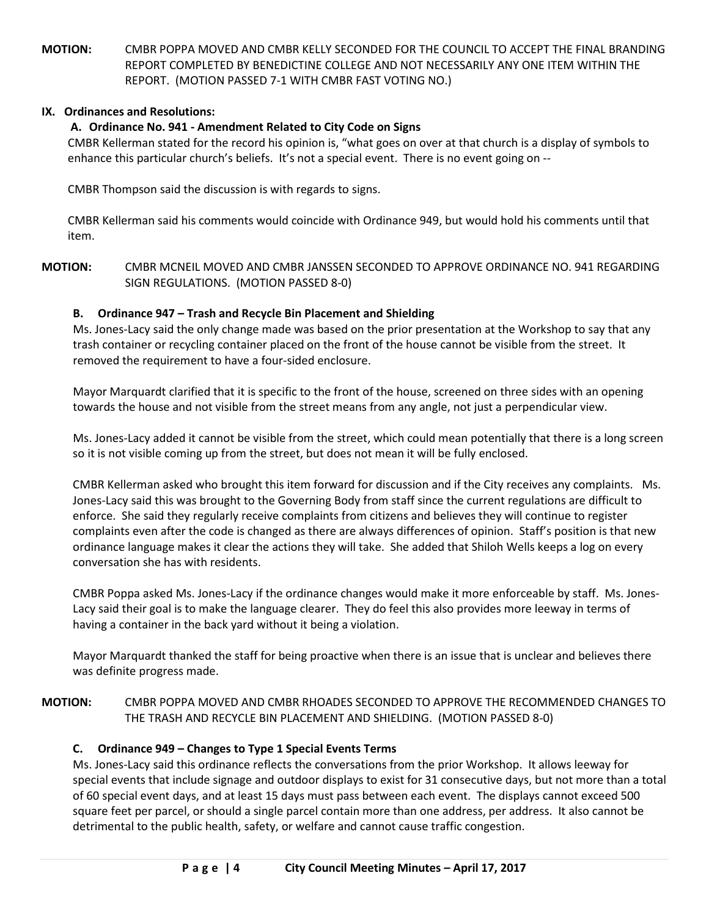**MOTION:** CMBR POPPA MOVED AND CMBR KELLY SECONDED FOR THE COUNCIL TO ACCEPT THE FINAL BRANDING REPORT COMPLETED BY BENEDICTINE COLLEGE AND NOT NECESSARILY ANY ONE ITEM WITHIN THE REPORT. (MOTION PASSED 7-1 WITH CMBR FAST VOTING NO.)

## IX. Ordinances and Resolutions:

### A. Ordinance No. 941 - Amendment Related to City Code on Signs

CMBR Kellerman stated for the record his opinion is, "what goes on over at that church is a display of symbols to enhance this particular church's beliefs. It's not a special event. There is no event going on --

CMBR Thompson said the discussion is with regards to signs.

CMBR Kellerman said his comments would coincide with Ordinance 949, but would hold his comments until that item.

**MOTION:** CMBR MCNEIL MOVED AND CMBR JANSSEN SECONDED TO APPROVE ORDINANCE NO. 941 REGARDING SIGN REGULATIONS. (MOTION PASSED 8-0)

### B. Ordinance 947 – Trash and Recycle Bin Placement and Shielding

Ms. Jones-Lacy said the only change made was based on the prior presentation at the Workshop to say that any trash container or recycling container placed on the front of the house cannot be visible from the street. It removed the requirement to have a four-sided enclosure.

Mayor Marquardt clarified that it is specific to the front of the house, screened on three sides with an opening towards the house and not visible from the street means from any angle, not just a perpendicular view.

Ms. Jones-Lacy added it cannot be visible from the street, which could mean potentially that there is a long screen so it is not visible coming up from the street, but does not mean it will be fully enclosed.

CMBR Kellerman asked who brought this item forward for discussion and if the City receives any complaints. Ms. Jones-Lacy said this was brought to the Governing Body from staff since the current regulations are difficult to enforce. She said they regularly receive complaints from citizens and believes they will continue to register complaints even after the code is changed as there are always differences of opinion. Staff's position is that new ordinance language makes it clear the actions they will take. She added that Shiloh Wells keeps a log on every conversation she has with residents.

CMBR Poppa asked Ms. Jones-Lacy if the ordinance changes would make it more enforceable by staff. Ms. Jones-Lacy said their goal is to make the language clearer. They do feel this also provides more leeway in terms of having a container in the back yard without it being a violation.

Mayor Marquardt thanked the staff for being proactive when there is an issue that is unclear and believes there was definite progress made.

**MOTION:** CMBR POPPA MOVED AND CMBR RHOADES SECONDED TO APPROVE THE RECOMMENDED CHANGES TO THE TRASH AND RECYCLE BIN PLACEMENT AND SHIELDING. (MOTION PASSED 8-0)

### C. Ordinance 949 – Changes to Type 1 Special Events Terms

Ms. Jones-Lacy said this ordinance reflects the conversations from the prior Workshop. It allows leeway for special events that include signage and outdoor displays to exist for 31 consecutive days, but not more than a total of 60 special event days, and at least 15 days must pass between each event. The displays cannot exceed 500 square feet per parcel, or should a single parcel contain more than one address, per address. It also cannot be detrimental to the public health, safety, or welfare and cannot cause traffic congestion.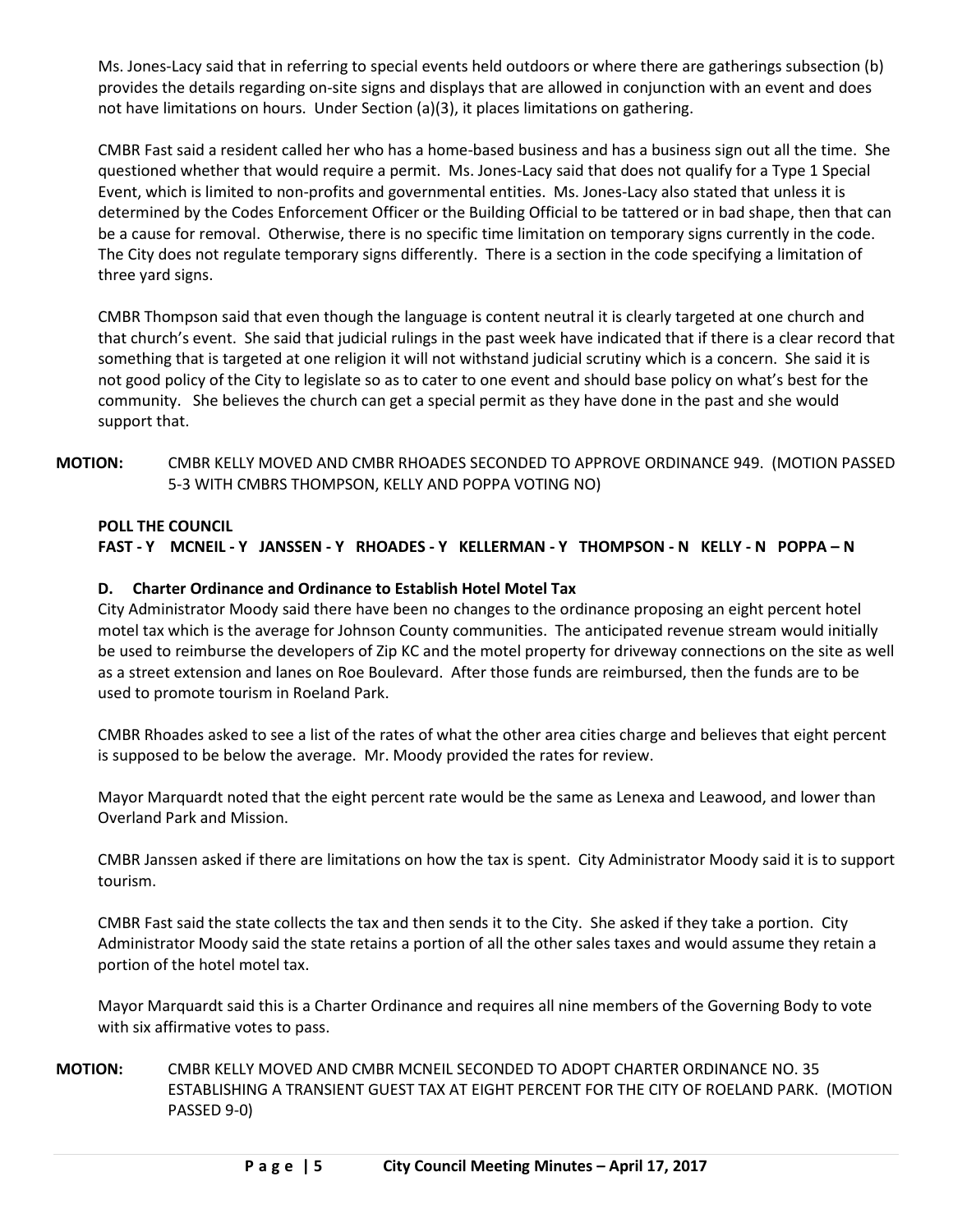Ms. Jones-Lacy said that in referring to special events held outdoors or where there are gatherings subsection (b) provides the details regarding on-site signs and displays that are allowed in conjunction with an event and does not have limitations on hours. Under Section (a)(3), it places limitations on gathering.

CMBR Fast said a resident called her who has a home-based business and has a business sign out all the time. She questioned whether that would require a permit. Ms. Jones-Lacy said that does not qualify for a Type 1 Special Event, which is limited to non-profits and governmental entities. Ms. Jones-Lacy also stated that unless it is determined by the Codes Enforcement Officer or the Building Official to be tattered or in bad shape, then that can be a cause for removal. Otherwise, there is no specific time limitation on temporary signs currently in the code. The City does not regulate temporary signs differently. There is a section in the code specifying a limitation of three yard signs.

CMBR Thompson said that even though the language is content neutral it is clearly targeted at one church and that church's event. She said that judicial rulings in the past week have indicated that if there is a clear record that something that is targeted at one religion it will not withstand judicial scrutiny which is a concern. She said it is not good policy of the City to legislate so as to cater to one event and should base policy on what's best for the community. She believes the church can get a special permit as they have done in the past and she would support that.

**MOTION:** CMBR KELLY MOVED AND CMBR RHOADES SECONDED TO APPROVE ORDINANCE 949. (MOTION PASSED 5-3 WITH CMBRS THOMPSON, KELLY AND POPPA VOTING NO)

**POLL THE COUNCIL**
**FAST - Y MCNEIL - Y JANSSEN - Y RHOADES - Y KELLERMAN - Y THOMPSON - N KELLY - N POPPA – N**

**D. Charter Ordinance and Ordinance to Establish Hotel Motel Tax**

City Administrator Moody said there have been no changes to the ordinance proposing an eight percent hotel motel tax which is the average for Johnson County communities. The anticipated revenue stream would initially be used to reimburse the developers of Zip KC and the motel property for driveway connections on the site as well as a street extension and lanes on Roe Boulevard. After those funds are reimbursed, then the funds are to be used to promote tourism in Roeland Park.

CMBR Rhoades asked to see a list of the rates of what the other area cities charge and believes that eight percent is supposed to be below the average. Mr. Moody provided the rates for review.

Mayor Marquardt noted that the eight percent rate would be the same as Lenexa and Leawood, and lower than Overland Park and Mission.

CMBR Janssen asked if there are limitations on how the tax is spent. City Administrator Moody said it is to support tourism.

CMBR Fast said the state collects the tax and then sends it to the City. She asked if they take a portion. City Administrator Moody said the state retains a portion of all the other sales taxes and would assume they retain a portion of the hotel motel tax.

Mayor Marquardt said this is a Charter Ordinance and requires all nine members of the Governing Body to vote with six affirmative votes to pass.

**MOTION:** CMBR KELLY MOVED AND CMBR MCNEIL SECONDED TO ADOPT CHARTER ORDINANCE NO. 35 ESTABLISHING A TRANSIENT GUEST TAX AT EIGHT PERCENT FOR THE CITY OF ROELAND PARK. (MOTION PASSED 9-0)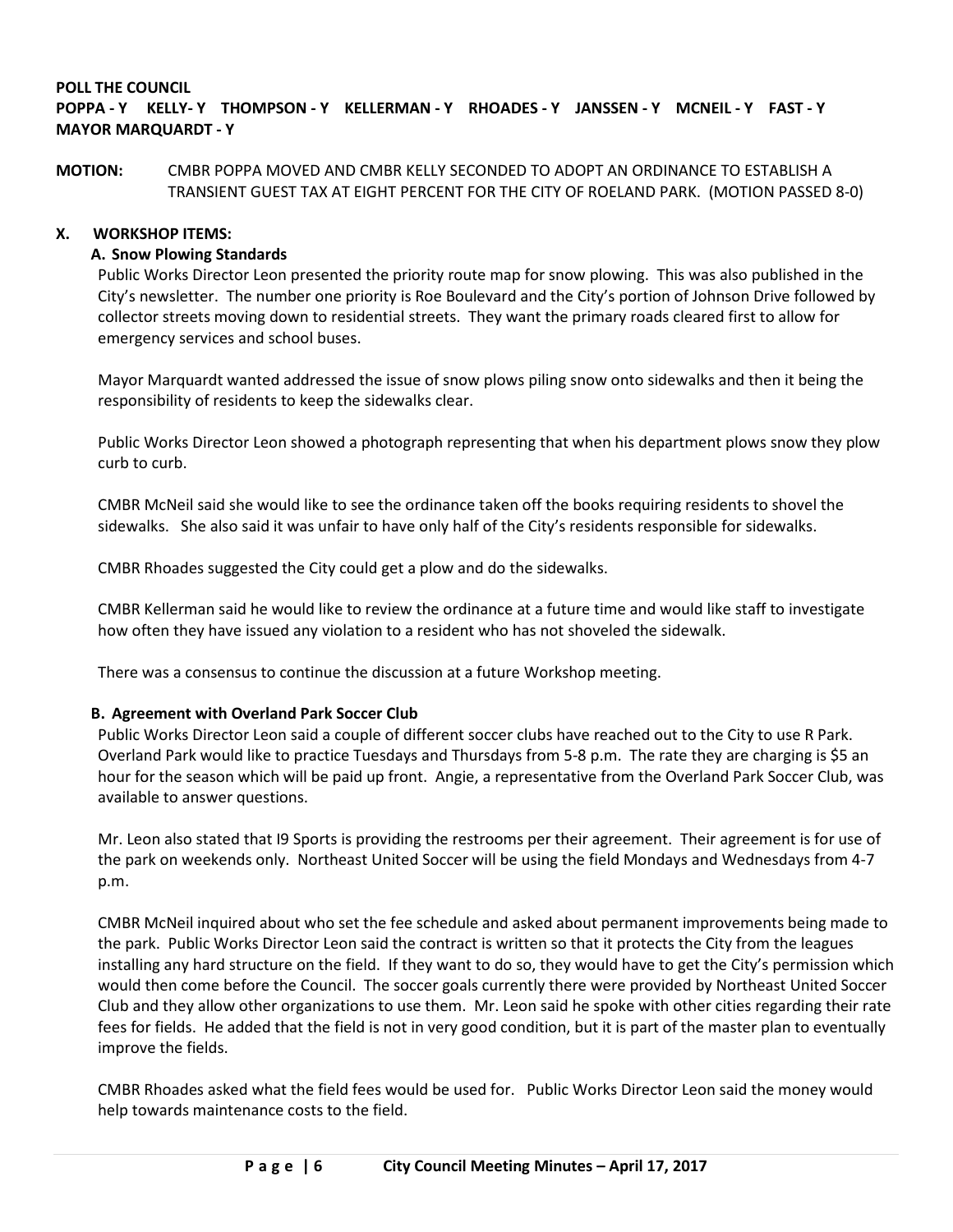**POLL THE COUNCIL**
**POPPA - Y KELLY- Y THOMPSON - Y KELLERMAN - Y RHOADES - Y JANSSEN - Y MCNEIL - Y FAST - Y MAYOR MARQUARDT - Y**

**MOTION:** CMBR POPPA MOVED AND CMBR KELLY SECONDED TO ADOPT AN ORDINANCE TO ESTABLISH A TRANSIENT GUEST TAX AT EIGHT PERCENT FOR THE CITY OF ROELAND PARK. (MOTION PASSED 8-0)

## X. WORKSHOP ITEMS:

### A. Snow Plowing Standards

Public Works Director Leon presented the priority route map for snow plowing. This was also published in the City's newsletter. The number one priority is Roe Boulevard and the City's portion of Johnson Drive followed by collector streets moving down to residential streets. They want the primary roads cleared first to allow for emergency services and school buses.

Mayor Marquardt wanted addressed the issue of snow plows piling snow onto sidewalks and then it being the responsibility of residents to keep the sidewalks clear.

Public Works Director Leon showed a photograph representing that when his department plows snow they plow curb to curb.

CMBR McNeil said she would like to see the ordinance taken off the books requiring residents to shovel the sidewalks. She also said it was unfair to have only half of the City's residents responsible for sidewalks.

CMBR Rhoades suggested the City could get a plow and do the sidewalks.

CMBR Kellerman said he would like to review the ordinance at a future time and would like staff to investigate how often they have issued any violation to a resident who has not shoveled the sidewalk.

There was a consensus to continue the discussion at a future Workshop meeting.

### B. Agreement with Overland Park Soccer Club

Public Works Director Leon said a couple of different soccer clubs have reached out to the City to use R Park. Overland Park would like to practice Tuesdays and Thursdays from 5-8 p.m. The rate they are charging is $5 an hour for the season which will be paid up front. Angie, a representative from the Overland Park Soccer Club, was available to answer questions.

Mr. Leon also stated that I9 Sports is providing the restrooms per their agreement. Their agreement is for use of the park on weekends only. Northeast United Soccer will be using the field Mondays and Wednesdays from 4-7 p.m.

CMBR McNeil inquired about who set the fee schedule and asked about permanent improvements being made to the park. Public Works Director Leon said the contract is written so that it protects the City from the leagues installing any hard structure on the field. If they want to do so, they would have to get the City's permission which would then come before the Council. The soccer goals currently there were provided by Northeast United Soccer Club and they allow other organizations to use them. Mr. Leon said he spoke with other cities regarding their rate fees for fields. He added that the field is not in very good condition, but it is part of the master plan to eventually improve the fields.

CMBR Rhoades asked what the field fees would be used for. Public Works Director Leon said the money would help towards maintenance costs to the field.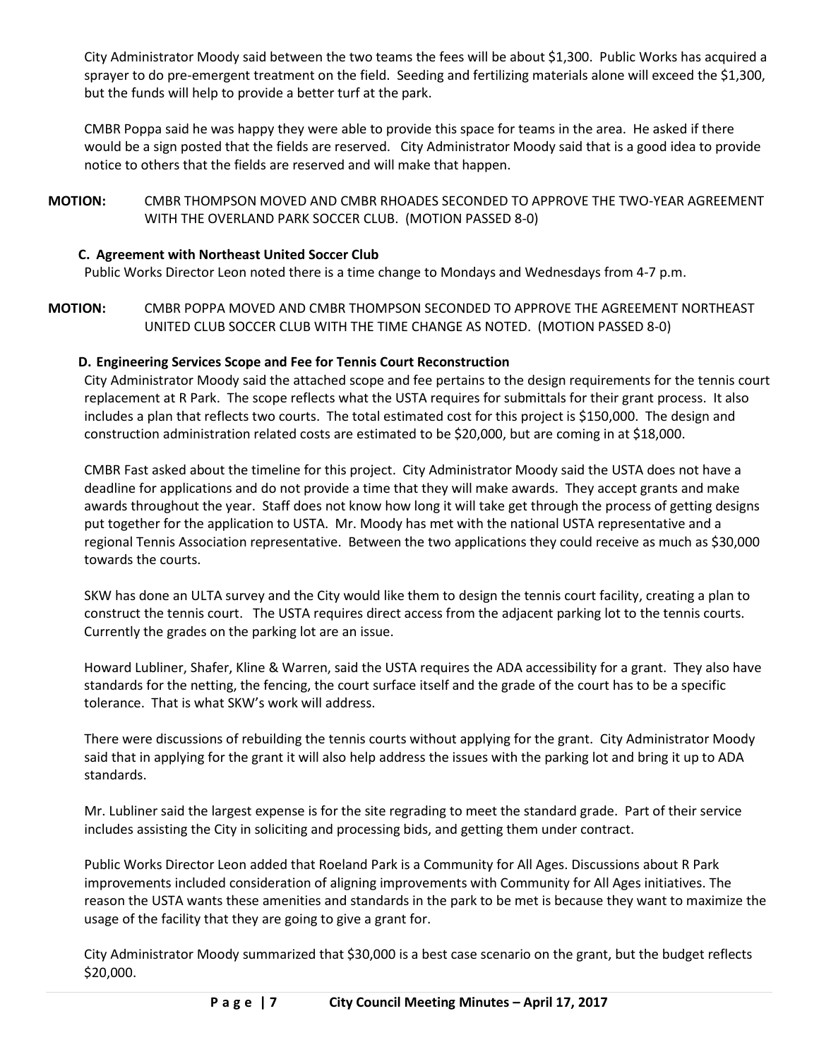City Administrator Moody said between the two teams the fees will be about $1,300. Public Works has acquired a sprayer to do pre-emergent treatment on the field. Seeding and fertilizing materials alone will exceed the $1,300, but the funds will help to provide a better turf at the park.

CMBR Poppa said he was happy they were able to provide this space for teams in the area. He asked if there would be a sign posted that the fields are reserved. City Administrator Moody said that is a good idea to provide notice to others that the fields are reserved and will make that happen.

**MOTION:** CMBR THOMPSON MOVED AND CMBR RHOADES SECONDED TO APPROVE THE TWO-YEAR AGREEMENT WITH THE OVERLAND PARK SOCCER CLUB. (MOTION PASSED 8-0)

**C. Agreement with Northeast United Soccer Club**

Public Works Director Leon noted there is a time change to Mondays and Wednesdays from 4-7 p.m.

**MOTION:** CMBR POPPA MOVED AND CMBR THOMPSON SECONDED TO APPROVE THE AGREEMENT NORTHEAST UNITED CLUB SOCCER CLUB WITH THE TIME CHANGE AS NOTED. (MOTION PASSED 8-0)

**D. Engineering Services Scope and Fee for Tennis Court Reconstruction**

City Administrator Moody said the attached scope and fee pertains to the design requirements for the tennis court replacement at R Park. The scope reflects what the USTA requires for submittals for their grant process. It also includes a plan that reflects two courts. The total estimated cost for this project is $150,000. The design and construction administration related costs are estimated to be $20,000, but are coming in at $18,000.

CMBR Fast asked about the timeline for this project. City Administrator Moody said the USTA does not have a deadline for applications and do not provide a time that they will make awards. They accept grants and make awards throughout the year. Staff does not know how long it will take get through the process of getting designs put together for the application to USTA. Mr. Moody has met with the national USTA representative and a regional Tennis Association representative. Between the two applications they could receive as much as $30,000 towards the courts.

SKW has done an ULTA survey and the City would like them to design the tennis court facility, creating a plan to construct the tennis court. The USTA requires direct access from the adjacent parking lot to the tennis courts. Currently the grades on the parking lot are an issue.

Howard Lubliner, Shafer, Kline & Warren, said the USTA requires the ADA accessibility for a grant. They also have standards for the netting, the fencing, the court surface itself and the grade of the court has to be a specific tolerance. That is what SKW's work will address.

There were discussions of rebuilding the tennis courts without applying for the grant. City Administrator Moody said that in applying for the grant it will also help address the issues with the parking lot and bring it up to ADA standards.

Mr. Lubliner said the largest expense is for the site regrading to meet the standard grade. Part of their service includes assisting the City in soliciting and processing bids, and getting them under contract.

Public Works Director Leon added that Roeland Park is a Community for All Ages. Discussions about R Park improvements included consideration of aligning improvements with Community for All Ages initiatives. The reason the USTA wants these amenities and standards in the park to be met is because they want to maximize the usage of the facility that they are going to give a grant for.

City Administrator Moody summarized that $30,000 is a best case scenario on the grant, but the budget reflects $20,000.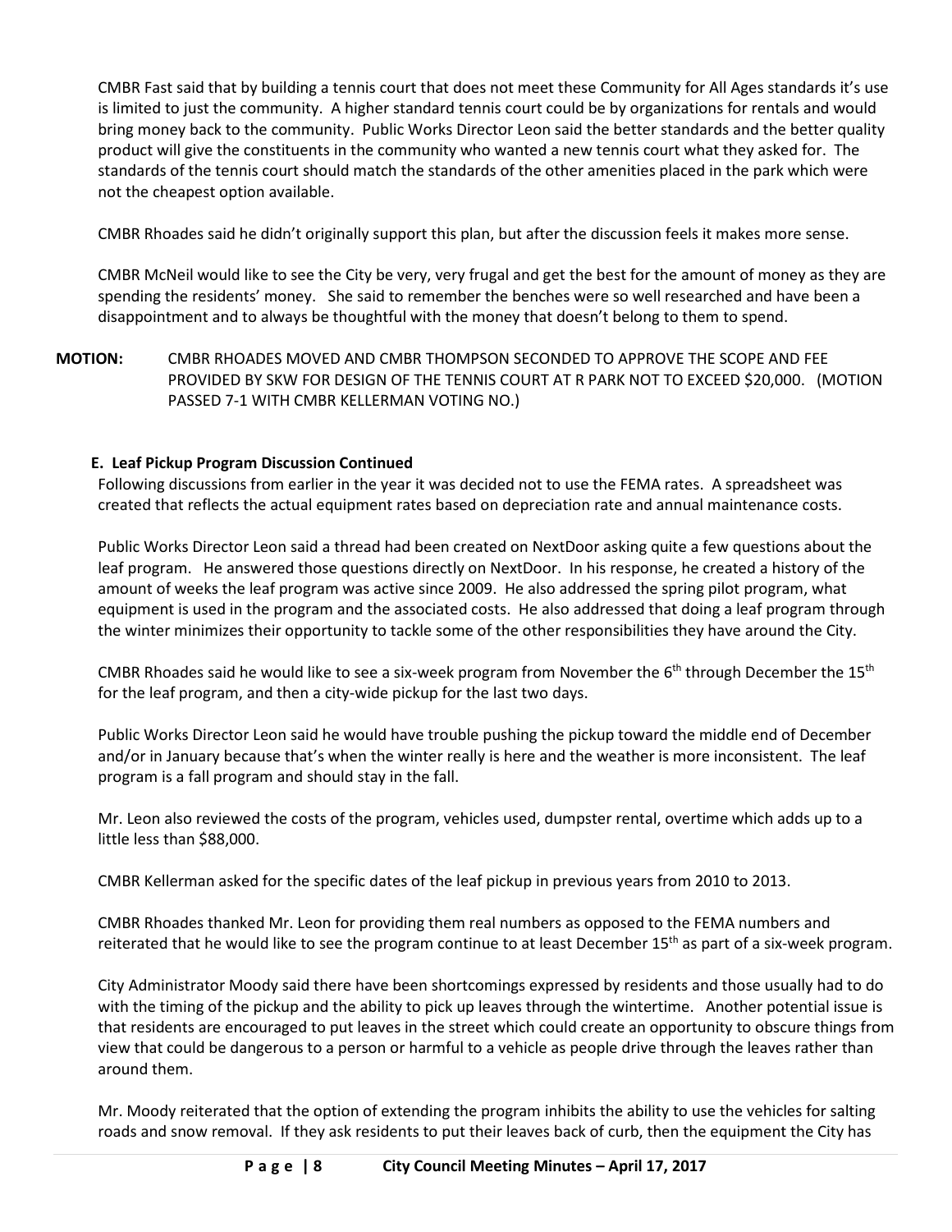CMBR Fast said that by building a tennis court that does not meet these Community for All Ages standards it's use is limited to just the community. A higher standard tennis court could be by organizations for rentals and would bring money back to the community. Public Works Director Leon said the better standards and the better quality product will give the constituents in the community who wanted a new tennis court what they asked for. The standards of the tennis court should match the standards of the other amenities placed in the park which were not the cheapest option available.

CMBR Rhoades said he didn't originally support this plan, but after the discussion feels it makes more sense.

CMBR McNeil would like to see the City be very, very frugal and get the best for the amount of money as they are spending the residents' money. She said to remember the benches were so well researched and have been a disappointment and to always be thoughtful with the money that doesn't belong to them to spend.

**MOTION:** CMBR RHOADES MOVED AND CMBR THOMPSON SECONDED TO APPROVE THE SCOPE AND FEE PROVIDED BY SKW FOR DESIGN OF THE TENNIS COURT AT R PARK NOT TO EXCEED $20,000. (MOTION PASSED 7-1 WITH CMBR KELLERMAN VOTING NO.)

**E. Leaf Pickup Program Discussion Continued**

Following discussions from earlier in the year it was decided not to use the FEMA rates. A spreadsheet was created that reflects the actual equipment rates based on depreciation rate and annual maintenance costs.

Public Works Director Leon said a thread had been created on NextDoor asking quite a few questions about the leaf program. He answered those questions directly on NextDoor. In his response, he created a history of the amount of weeks the leaf program was active since 2009. He also addressed the spring pilot program, what equipment is used in the program and the associated costs. He also addressed that doing a leaf program through the winter minimizes their opportunity to tackle some of the other responsibilities they have around the City.

CMBR Rhoades said he would like to see a six-week program from November the 6th through December the 15th for the leaf program, and then a city-wide pickup for the last two days.

Public Works Director Leon said he would have trouble pushing the pickup toward the middle end of December and/or in January because that's when the winter really is here and the weather is more inconsistent. The leaf program is a fall program and should stay in the fall.

Mr. Leon also reviewed the costs of the program, vehicles used, dumpster rental, overtime which adds up to a little less than $88,000.

CMBR Kellerman asked for the specific dates of the leaf pickup in previous years from 2010 to 2013.

CMBR Rhoades thanked Mr. Leon for providing them real numbers as opposed to the FEMA numbers and reiterated that he would like to see the program continue to at least December 15th as part of a six-week program.

City Administrator Moody said there have been shortcomings expressed by residents and those usually had to do with the timing of the pickup and the ability to pick up leaves through the wintertime. Another potential issue is that residents are encouraged to put leaves in the street which could create an opportunity to obscure things from view that could be dangerous to a person or harmful to a vehicle as people drive through the leaves rather than around them.

Mr. Moody reiterated that the option of extending the program inhibits the ability to use the vehicles for salting roads and snow removal. If they ask residents to put their leaves back of curb, then the equipment the City has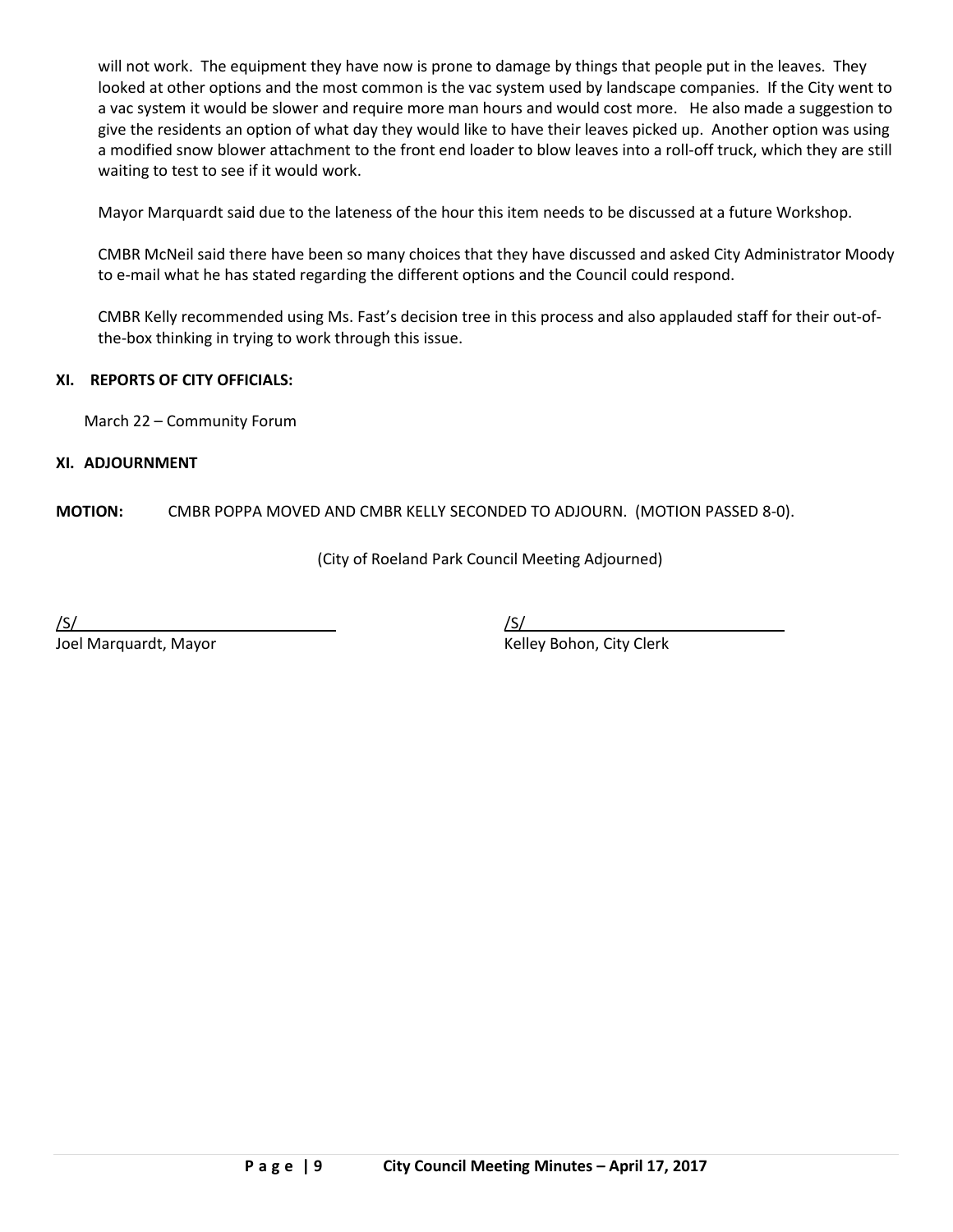will not work. The equipment they have now is prone to damage by things that people put in the leaves. They looked at other options and the most common is the vac system used by landscape companies. If the City went to a vac system it would be slower and require more man hours and would cost more. He also made a suggestion to give the residents an option of what day they would like to have their leaves picked up. Another option was using a modified snow blower attachment to the front end loader to blow leaves into a roll-off truck, which they are still waiting to test to see if it would work.

Mayor Marquardt said due to the lateness of the hour this item needs to be discussed at a future Workshop.

CMBR McNeil said there have been so many choices that they have discussed and asked City Administrator Moody to e-mail what he has stated regarding the different options and the Council could respond.

CMBR Kelly recommended using Ms. Fast's decision tree in this process and also applauded staff for their out-of-the-box thinking in trying to work through this issue.

**XI. REPORTS OF CITY OFFICIALS:**

March 22 – Community Forum

**XI. ADJOURNMENT**

**MOTION:** CMBR POPPA MOVED AND CMBR KELLY SECONDED TO ADJOURN. (MOTION PASSED 8-0).

(City of Roeland Park Council Meeting Adjourned)

/S/
Joel Marquardt, Mayor

/S/
Kelley Bohon, City Clerk